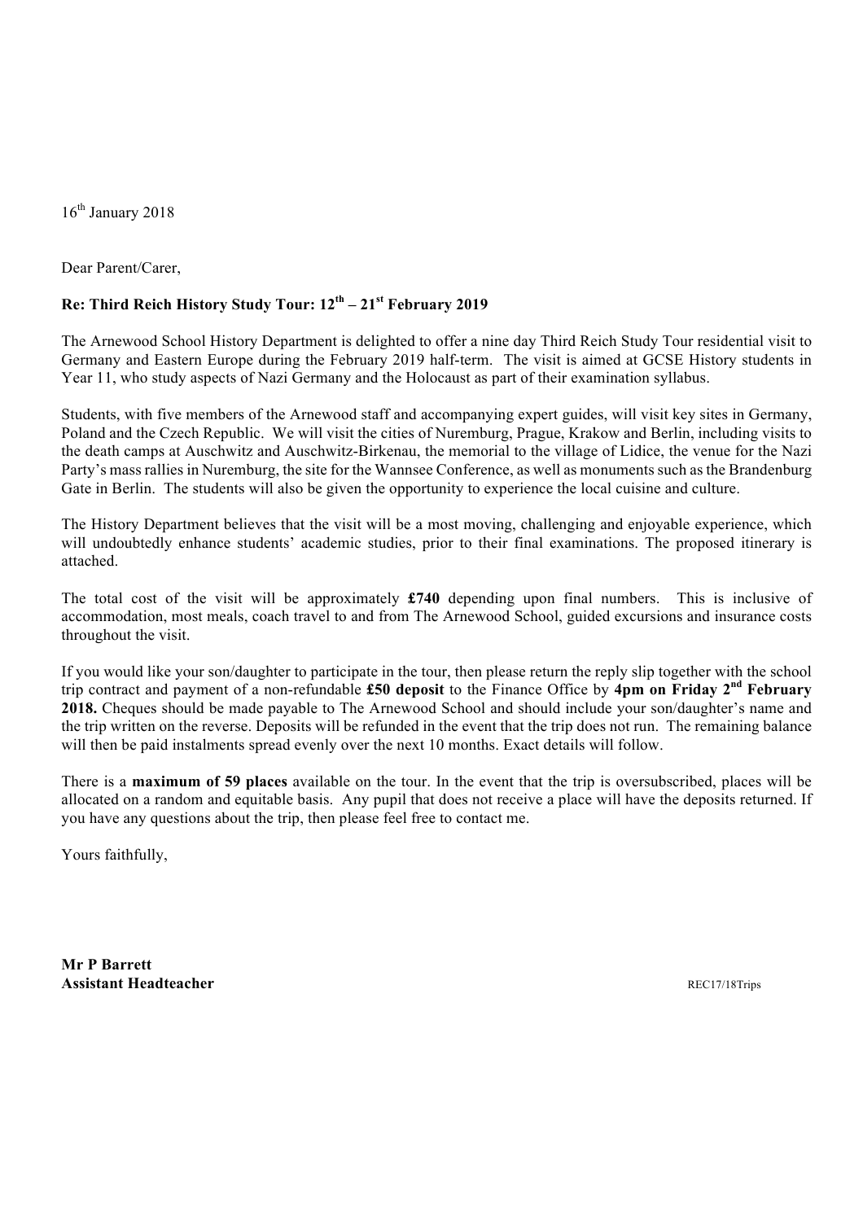16th January 2018

Dear Parent/Carer,

**Re: Third Reich History Study Tour: 12th – 21st February 2019**

The Arnewood School History Department is delighted to offer a nine day Third Reich Study Tour residential visit to Germany and Eastern Europe during the February 2019 half-term. The visit is aimed at GCSE History students in Year 11, who study aspects of Nazi Germany and the Holocaust as part of their examination syllabus.

Students, with five members of the Arnewood staff and accompanying expert guides, will visit key sites in Germany, Poland and the Czech Republic. We will visit the cities of Nuremburg, Prague, Krakow and Berlin, including visits to the death camps at Auschwitz and Auschwitz-Birkenau, the memorial to the village of Lidice, the venue for the Nazi Party's mass rallies in Nuremburg, the site for the Wannsee Conference, as well as monuments such as the Brandenburg Gate in Berlin. The students will also be given the opportunity to experience the local cuisine and culture.

The History Department believes that the visit will be a most moving, challenging and enjoyable experience, which will undoubtedly enhance students' academic studies, prior to their final examinations. The proposed itinerary is attached.

The total cost of the visit will be approximately **£740** depending upon final numbers. This is inclusive of accommodation, most meals, coach travel to and from The Arnewood School, guided excursions and insurance costs throughout the visit.

If you would like your son/daughter to participate in the tour, then please return the reply slip together with the school trip contract and payment of a non-refundable **£50 deposit** to the Finance Office by **4pm on Friday 2nd February 2018.** Cheques should be made payable to The Arnewood School and should include your son/daughter's name and the trip written on the reverse. Deposits will be refunded in the event that the trip does not run. The remaining balance will then be paid instalments spread evenly over the next 10 months. Exact details will follow.

There is a **maximum of 59 places** available on the tour. In the event that the trip is oversubscribed, places will be allocated on a random and equitable basis. Any pupil that does not receive a place will have the deposits returned. If you have any questions about the trip, then please feel free to contact me.

Yours faithfully,

**Mr P Barrett**
**Assistant Headteacher**

REC17/18Trips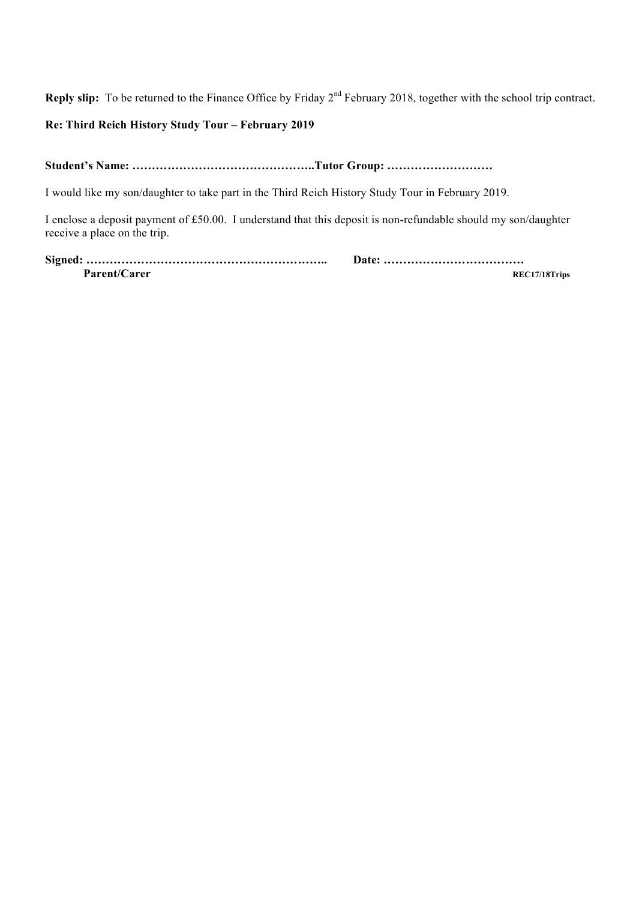**Reply slip:** To be returned to the Finance Office by Friday 2nd February 2018, together with the school trip contract.

**Re: Third Reich History Study Tour – February 2019**

**Student's Name: ………………………………………..Tutor Group: ………………………**

I would like my son/daughter to take part in the Third Reich History Study Tour in February 2019.

I enclose a deposit payment of £50.00. I understand that this deposit is non-refundable should my son/daughter receive a place on the trip.

**Signed: ……………………………………………………..** **Date: ………………………………**
**Parent/Carer**

REC17/18Trips